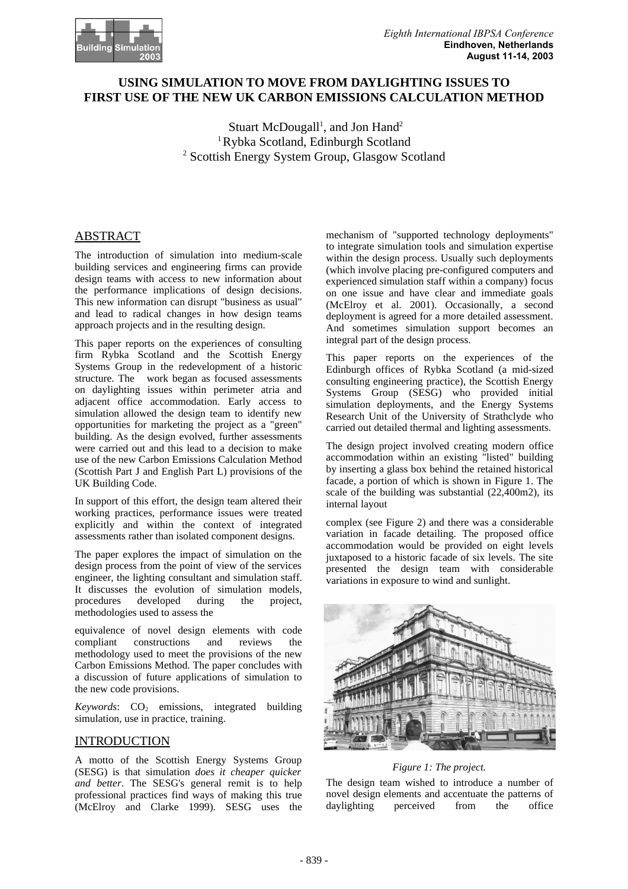# USING SIMULATION TO MOVE FROM DAYLIGHTING ISSUES TO FIRST USE OF THE NEW UK CARBON EMISSIONS CALCULATION METHOD

Stuart McDougall[1], and Jon Hand[2]

[1] Rybka Scotland, Edinburgh Scotland

[2] Scottish Energy System Group, Glasgow Scotland

## ABSTRACT

The introduction of simulation into medium-scale building services and engineering firms can provide design teams with access to new information about the performance implications of design decisions. This new information can disrupt "business as usual" and lead to radical changes in how design teams approach projects and in the resulting design.

This paper reports on the experiences of consulting firm Rybka Scotland and the Scottish Energy Systems Group in the redevelopment of a historic structure. The work began as focused assessments on daylighting issues within perimeter atria and adjacent office accommodation. Early access to simulation allowed the design team to identify new opportunities for marketing the project as a "green" building. As the design evolved, further assessments were carried out and this lead to a decision to make use of the new Carbon Emissions Calculation Method (Scottish Part J and English Part L) provisions of the UK Building Code.

In support of this effort, the design team altered their working practices, performance issues were treated explicitly and within the context of integrated assessments rather than isolated component designs.

The paper explores the impact of simulation on the design process from the point of view of the services engineer, the lighting consultant and simulation staff. It discusses the evolution of simulation models, procedures developed during the project, methodologies used to assess the equivalence of novel design elements with code compliant constructions and reviews the methodology used to meet the provisions of the new Carbon Emissions Method. The paper concludes with a discussion of future applications of simulation to the new code provisions.

*Keywords*: $CO_2$ emissions, integrated building simulation, use in practice, training.

## INTRODUCTION

A motto of the Scottish Energy Systems Group (SESG) is that simulation *does it cheaper quicker and better*. The SESG's general remit is to help professional practices find ways of making this true (McElroy and Clarke 1999). SESG uses the mechanism of "supported technology deployments" to integrate simulation tools and simulation expertise within the design process. Usually such deployments (which involve placing pre-configured computers and experienced simulation staff within a company) focus on one issue and have clear and immediate goals (McElroy et al. 2001). Occasionally, a second deployment is agreed for a more detailed assessment. And sometimes simulation support becomes an integral part of the design process.

This paper reports on the experiences of the Edinburgh offices of Rybka Scotland (a mid-sized consulting engineering practice), the Scottish Energy Systems Group (SESG) who provided initial simulation deployments, and the Energy Systems Research Unit of the University of Strathclyde who carried out detailed thermal and lighting assessments.

The design project involved creating modern office accommodation within an existing "listed" building by inserting a glass box behind the retained historical facade, a portion of which is shown in Figure 1. The scale of the building was substantial (22,400m2), its internal layout complex (see Figure 2) and there was a considerable variation in facade detailing. The proposed office accommodation would be provided on eight levels juxtaposed to a historic facade of six levels. The site presented the design team with considerable variations in exposure to wind and sunlight.

*Figure 1: The project.*

The design team wished to introduce a number of novel design elements and accentuate the patterns of daylighting perceived from the office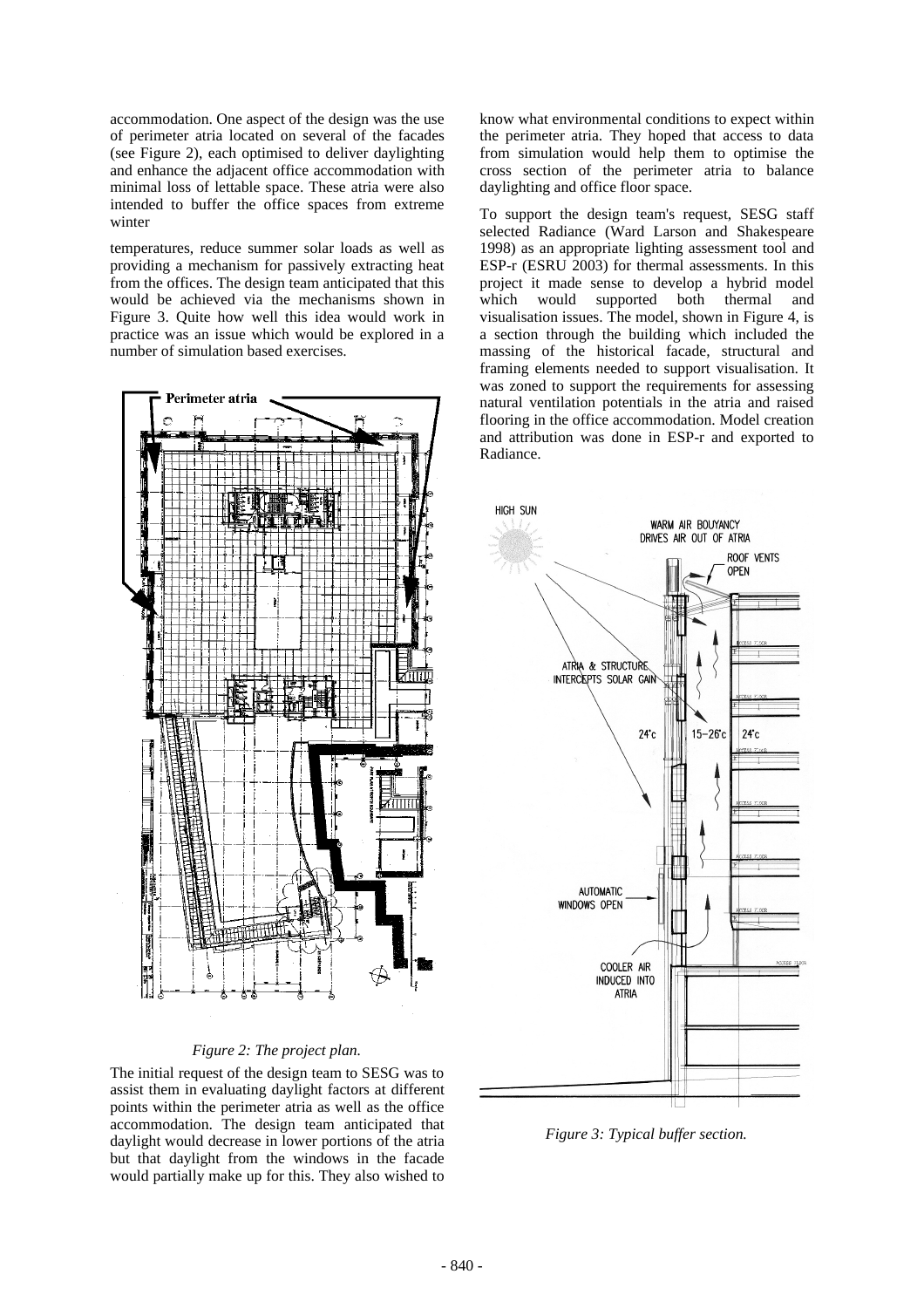accommodation. One aspect of the design was the use of perimeter atria located on several of the facades (see Figure 2), each optimised to deliver daylighting and enhance the adjacent office accommodation with minimal loss of lettable space. These atria were also intended to buffer the office spaces from extreme winter

temperatures, reduce summer solar loads as well as providing a mechanism for passively extracting heat from the offices. The design team anticipated that this would be achieved via the mechanisms shown in Figure 3. Quite how well this idea would work in practice was an issue which would be explored in a number of simulation based exercises.

*Figure 2: The project plan.*

The initial request of the design team to SESG was to assist them in evaluating daylight factors at different points within the perimeter atria as well as the office accommodation. The design team anticipated that daylight would decrease in lower portions of the atria but that daylight from the windows in the facade would partially make up for this. They also wished to know what environmental conditions to expect within the perimeter atria. They hoped that access to data from simulation would help them to optimise the cross section of the perimeter atria to balance daylighting and office floor space.

To support the design team's request, SESG staff selected Radiance (Ward Larson and Shakespeare 1998) as an appropriate lighting assessment tool and ESP-r (ESRU 2003) for thermal assessments. In this project it made sense to develop a hybrid model which would supported both thermal and visualisation issues. The model, shown in Figure 4, is a section through the building which included the massing of the historical facade, structural and framing elements needed to support visualisation. It was zoned to support the requirements for assessing natural ventilation potentials in the atria and raised flooring in the office accommodation. Model creation and attribution was done in ESP-r and exported to Radiance.

*Figure 3: Typical buffer section.*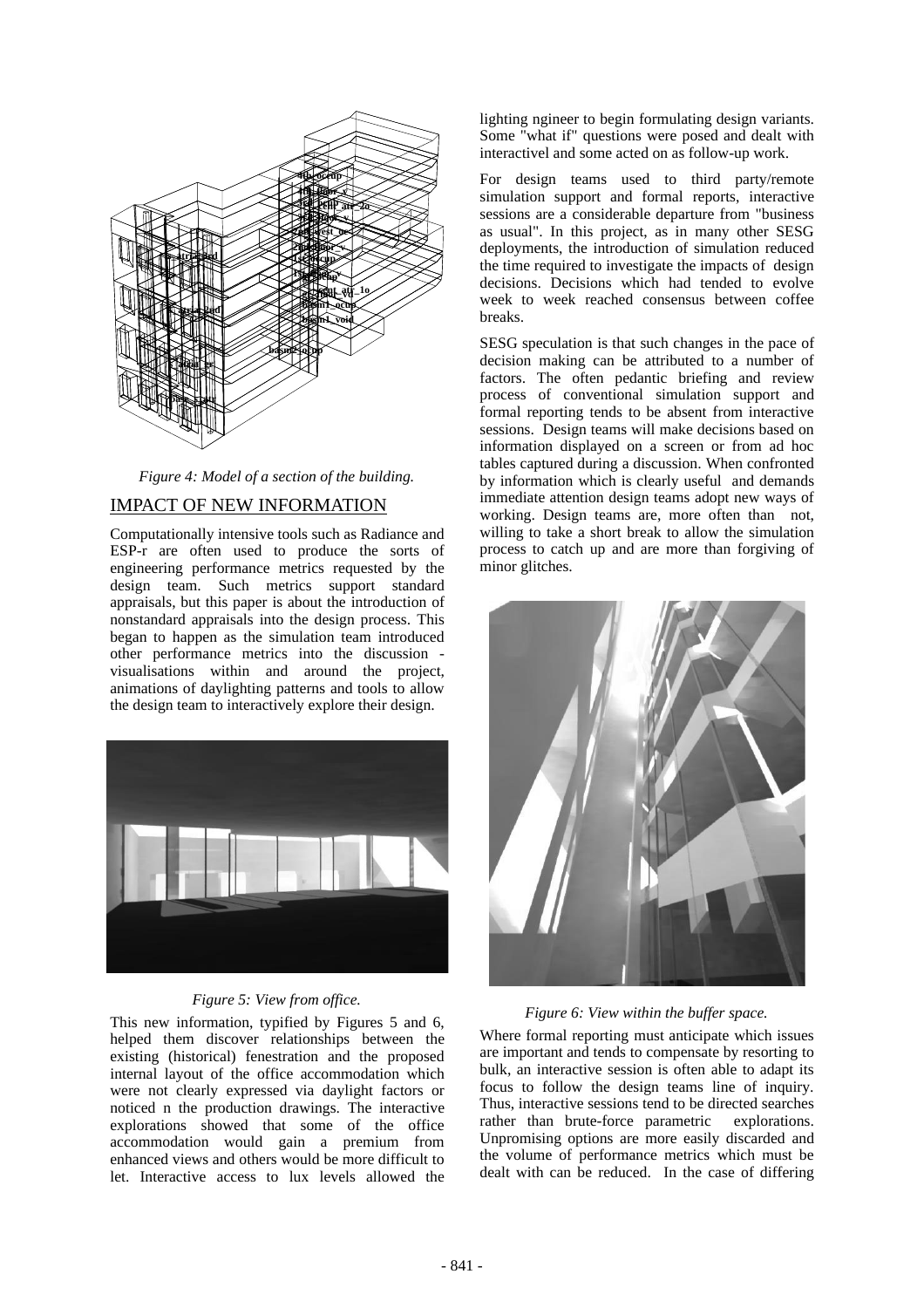*Figure 4: Model of a section of the building.*

## IMPACT OF NEW INFORMATION

Computationally intensive tools such as Radiance and ESP-r are often used to produce the sorts of engineering performance metrics requested by the design team. Such metrics support standard appraisals, but this paper is about the introduction of nonstandard appraisals into the design process. This began to happen as the simulation team introduced other performance metrics into the discussion - visualisations within and around the project, animations of daylighting patterns and tools to allow the design team to interactively explore their design.

*Figure 5: View from office.*

This new information, typified by Figures 5 and 6, helped them discover relationships between the existing (historical) fenestration and the proposed internal layout of the office accommodation which were not clearly expressed via daylight factors or noticed n the production drawings. The interactive explorations showed that some of the office accommodation would gain a premium from enhanced views and others would be more difficult to let. Interactive access to lux levels allowed the lighting ngineer to begin formulating design variants. Some "what if" questions were posed and dealt with interactivel and some acted on as follow-up work.

For design teams used to third party/remote simulation support and formal reports, interactive sessions are a considerable departure from "business as usual". In this project, as in many other SESG deployments, the introduction of simulation reduced the time required to investigate the impacts of design decisions. Decisions which had tended to evolve week to week reached consensus between coffee breaks.

SESG speculation is that such changes in the pace of decision making can be attributed to a number of factors. The often pedantic briefing and review process of conventional simulation support and formal reporting tends to be absent from interactive sessions. Design teams will make decisions based on information displayed on a screen or from ad hoc tables captured during a discussion. When confronted by information which is clearly useful and demands immediate attention design teams adopt new ways of working. Design teams are, more often than not, willing to take a short break to allow the simulation process to catch up and are more than forgiving of minor glitches.

*Figure 6: View within the buffer space.*

Where formal reporting must anticipate which issues are important and tends to compensate by resorting to bulk, an interactive session is often able to adapt its focus to follow the design teams line of inquiry. Thus, interactive sessions tend to be directed searches rather than brute-force parametric explorations. Unpromising options are more easily discarded and the volume of performance metrics which must be dealt with can be reduced. In the case of differing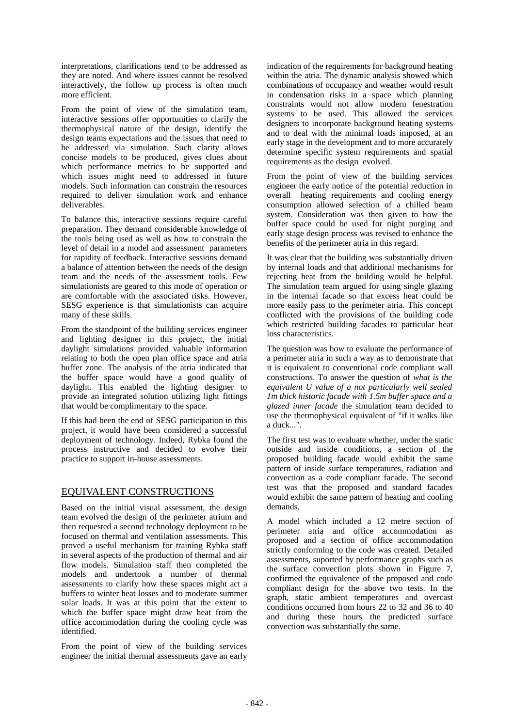interpretations, clarifications tend to be addressed as they are noted. And where issues cannot be resolved interactively, the follow up process is often much more efficient.

From the point of view of the simulation team, interactive sessions offer opportunities to clarify the thermophysical nature of the design, identify the design teams expectations and the issues that need to be addressed via simulation. Such clarity allows concise models to be produced, gives clues about which performance metrics to be supported and which issues might need to addressed in future models. Such information can constrain the resources required to deliver simulation work and enhance deliverables.

To balance this, interactive sessions require careful preparation. They demand considerable knowledge of the tools being used as well as how to constrain the level of detail in a model and assessment parameters for rapidity of feedback. Interactive sessions demand a balance of attention between the needs of the design team and the needs of the assessment tools. Few simulationists are geared to this mode of operation or are comfortable with the associated risks. However, SESG experience is that simulationists can acquire many of these skills.

From the standpoint of the building services engineer and lighting designer in this project, the initial daylight simulations provided valuable information relating to both the open plan office space and atria buffer zone. The analysis of the atria indicated that the buffer space would have a good quality of daylight. This enabled the lighting designer to provide an integrated solution utilizing light fittings that would be complimentary to the space.

If this had been the end of SESG participation in this project, it would have been considered a successful deployment of technology. Indeed, Rybka found the process instructive and decided to evolve their practice to support in-house assessments.

## EQUIVALENT CONSTRUCTIONS

Based on the initial visual assessment, the design team evolved the design of the perimeter atrium and then requested a second technology deployment to be focused on thermal and ventilation assessments. This proved a useful mechanism for training Rybka staff in several aspects of the production of thermal and air flow models. Simulation staff then completed the models and undertook a number of thermal assessments to clarify how these spaces might act a buffers to winter heat losses and to moderate summer solar loads. It was at this point that the extent to which the buffer space might draw heat from the office accommodation during the cooling cycle was identified.

From the point of view of the building services engineer the initial thermal assessments gave an early indication of the requirements for background heating within the atria. The dynamic analysis showed which combinations of occupancy and weather would result in condensation risks in a space which planning constraints would not allow modern fenestration systems to be used. This allowed the services designers to incorporate background heating systems and to deal with the minimal loads imposed, at an early stage in the development and to more accurately determine specific system requirements and spatial requirements as the design evolved.

From the point of view of the building services engineer the early notice of the potential reduction in overall heating requirements and cooling energy consumption allowed selection of a chilled beam system. Consideration was then given to how the buffer space could be used for night purging and early stage design process was revised to enhance the benefits of the perimeter atria in this regard.

It was clear that the building was substantially driven by internal loads and that additional mechanisms for rejecting heat from the building would be helpful. The simulation team argued for using single glazing in the internal facade so that excess heat could be more easily pass to the perimeter atria. This concept conflicted with the provisions of the building code which restricted building facades to particular heat loss characteristics.

The question was how to evaluate the performance of a perimeter atria in such a way as to demonstrate that it is equivalent to conventional code compliant wall constructions. To answer the question of *what is the equivalent U value of a not particularly well sealed 1m thick historic facade with 1.5m buffer space and a glazed inner facade* the simulation team decided to use the thermophysical equivalent of "if it walks like a duck...".

The first test was to evaluate whether, under the static outside and inside conditions, a section of the proposed building facade would exhibit the same pattern of inside surface temperatures, radiation and convection as a code compliant facade. The second test was that the proposed and standard facades would exhibit the same pattern of heating and cooling demands.

A model which included a 12 metre section of perimeter atria and office accommodation as proposed and a section of office accommodation strictly conforming to the code was created. Detailed assessments, suported by performance graphs such as the surface convection plots shown in Figure 7, confirmed the equivalence of the proposed and code compliant design for the above two tests. In the graph, static ambient temperatures and overcast conditions occurred from hours 22 to 32 and 36 to 40 and during these hours the predicted surface convection was substantially the same.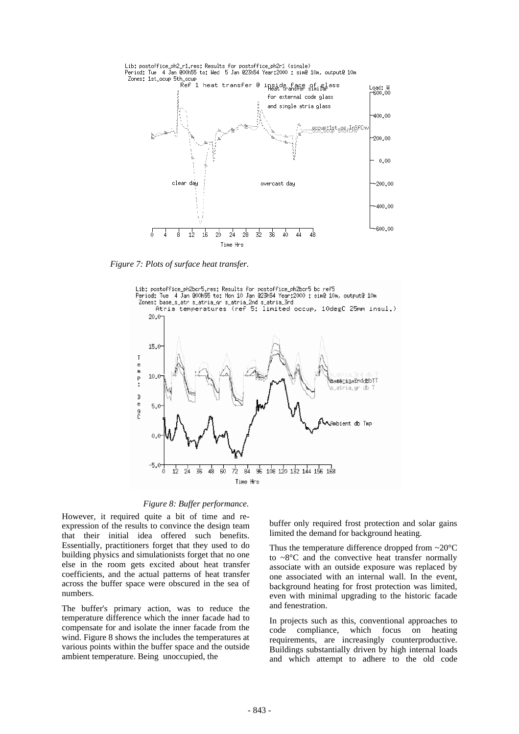*Figure 7: Plots of surface heat transfer.*

*Figure 8: Buffer performance.*

However, it required quite a bit of time and re-expression of the results to convince the design team that their initial idea offered such benefits. Essentially, practitioners forget that they used to do building physics and simulationists forget that no one else in the room gets excited about heat transfer coefficients, and the actual patterns of heat transfer across the buffer space were obscured in the sea of numbers.

The buffer's primary action, was to reduce the temperature difference which the inner facade had to compensate for and isolate the inner facade from the wind. Figure 8 shows the includes the temperatures at various points within the buffer space and the outside ambient temperature. Being unoccupied, the buffer only required frost protection and solar gains limited the demand for background heating.

Thus the temperature difference dropped from ~20°C to ~8°C and the convective heat transfer normally associate with an outside exposure was replaced by one associated with an internal wall. In the event, background heating for frost protection was limited, even with minimal upgrading to the historic facade and fenestration.

In projects such as this, conventional approaches to code compliance, which focus on heating requirements, are increasingly counterproductive. Buildings substantially driven by high internal loads and which attempt to adhere to the old code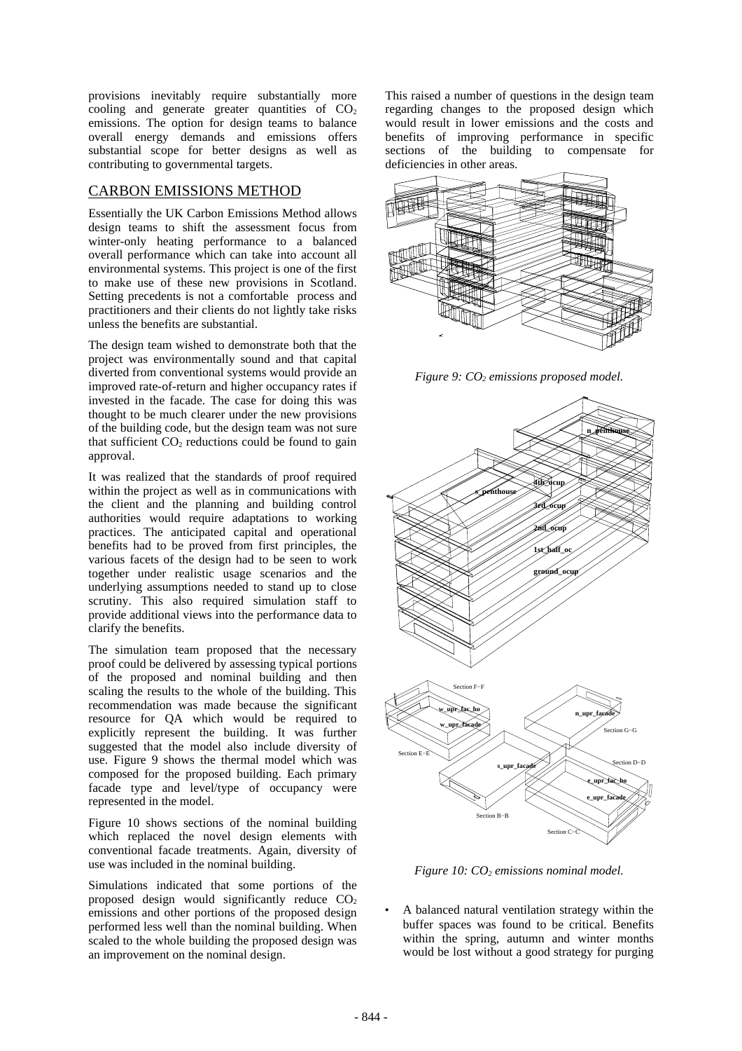provisions inevitably require substantially more cooling and generate greater quantities of $CO_2$ emissions. The option for design teams to balance overall energy demands and emissions offers substantial scope for better designs as well as contributing to governmental targets.

## CARBON EMISSIONS METHOD

Essentially the UK Carbon Emissions Method allows design teams to shift the assessment focus from winter-only heating performance to a balanced overall performance which can take into account all environmental systems. This project is one of the first to make use of these new provisions in Scotland. Setting precedents is not a comfortable process and practitioners and their clients do not lightly take risks unless the benefits are substantial.

The design team wished to demonstrate both that the project was environmentally sound and that capital diverted from conventional systems would provide an improved rate-of-return and higher occupancy rates if invested in the facade. The case for doing this was thought to be much clearer under the new provisions of the building code, but the design team was not sure that sufficient $CO_2$ reductions could be found to gain approval.

It was realized that the standards of proof required within the project as well as in communications with the client and the planning and building control authorities would require adaptations to working practices. The anticipated capital and operational benefits had to be proved from first principles, the various facets of the design had to be seen to work together under realistic usage scenarios and the underlying assumptions needed to stand up to close scrutiny. This also required simulation staff to provide additional views into the performance data to clarify the benefits.

The simulation team proposed that the necessary proof could be delivered by assessing typical portions of the proposed and nominal building and then scaling the results to the whole of the building. This recommendation was made because the significant resource for QA which would be required to explicitly represent the building. It was further suggested that the model also include diversity of use. Figure 9 shows the thermal model which was composed for the proposed building. Each primary facade type and level/type of occupancy were represented in the model.

Figure 10 shows sections of the nominal building which replaced the novel design elements with conventional facade treatments. Again, diversity of use was included in the nominal building.

Simulations indicated that some portions of the proposed design would significantly reduce $CO_2$ emissions and other portions of the proposed design performed less well than the nominal building. When scaled to the whole building the proposed design was an improvement on the nominal design.

This raised a number of questions in the design team regarding changes to the proposed design which would result in lower emissions and the costs and benefits of improving performance in specific sections of the building to compensate for deficiencies in other areas.

*Figure 9: $CO_2$ emissions proposed model.*

*Figure 10: $CO_2$ emissions nominal model.*

- A balanced natural ventilation strategy within the buffer spaces was found to be critical. Benefits within the spring, autumn and winter months would be lost without a good strategy for purging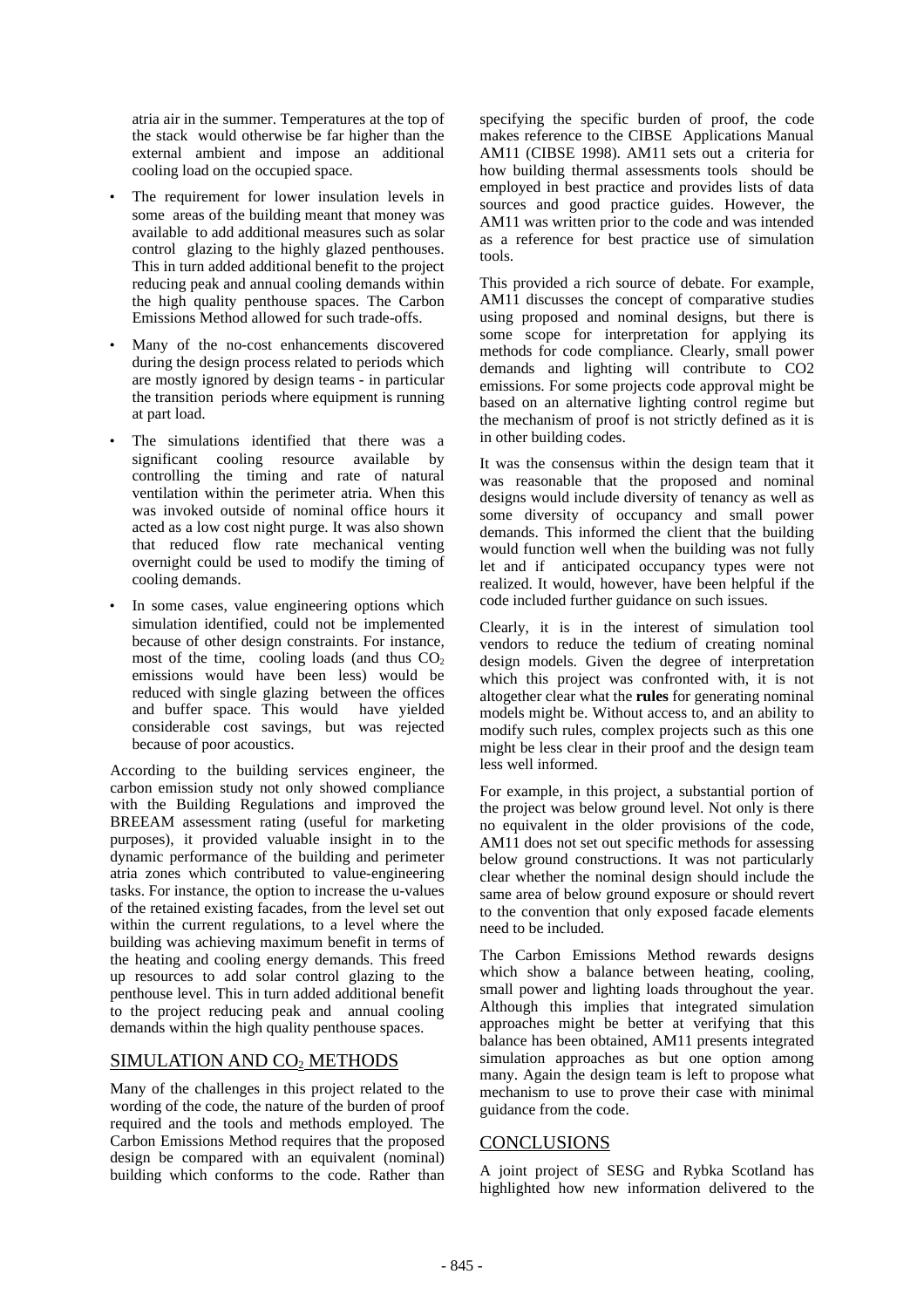atria air in the summer. Temperatures at the top of the stack would otherwise be far higher than the external ambient and impose an additional cooling load on the occupied space.

- The requirement for lower insulation levels in some areas of the building meant that money was available to add additional measures such as solar control glazing to the highly glazed penthouses. This in turn added additional benefit to the project reducing peak and annual cooling demands within the high quality penthouse spaces. The Carbon Emissions Method allowed for such trade-offs.
- Many of the no-cost enhancements discovered during the design process related to periods which are mostly ignored by design teams - in particular the transition periods where equipment is running at part load.
- The simulations identified that there was a significant cooling resource available by controlling the timing and rate of natural ventilation within the perimeter atria. When this was invoked outside of nominal office hours it acted as a low cost night purge. It was also shown that reduced flow rate mechanical venting overnight could be used to modify the timing of cooling demands.
- In some cases, value engineering options which simulation identified, could not be implemented because of other design constraints. For instance, most of the time, cooling loads (and thus $CO_2$ emissions would have been less) would be reduced with single glazing between the offices and buffer space. This would have yielded considerable cost savings, but was rejected because of poor acoustics.

According to the building services engineer, the carbon emission study not only showed compliance with the Building Regulations and improved the BREEAM assessment rating (useful for marketing purposes), it provided valuable insight in to the dynamic performance of the building and perimeter atria zones which contributed to value-engineering tasks. For instance, the option to increase the u-values of the retained existing facades, from the level set out within the current regulations, to a level where the building was achieving maximum benefit in terms of the heating and cooling energy demands. This freed up resources to add solar control glazing to the penthouse level. This in turn added additional benefit to the project reducing peak and annual cooling demands within the high quality penthouse spaces.

## SIMULATION AND $CO_2$ METHODS

Many of the challenges in this project related to the wording of the code, the nature of the burden of proof required and the tools and methods employed. The Carbon Emissions Method requires that the proposed design be compared with an equivalent (nominal) building which conforms to the code. Rather than specifying the specific burden of proof, the code makes reference to the CIBSE Applications Manual AM11 (CIBSE 1998). AM11 sets out a criteria for how building thermal assessments tools should be employed in best practice and provides lists of data sources and good practice guides. However, the AM11 was written prior to the code and was intended as a reference for best practice use of simulation tools.

This provided a rich source of debate. For example, AM11 discusses the concept of comparative studies using proposed and nominal designs, but there is some scope for interpretation for applying its methods for code compliance. Clearly, small power demands and lighting will contribute to CO2 emissions. For some projects code approval might be based on an alternative lighting control regime but the mechanism of proof is not strictly defined as it is in other building codes.

It was the consensus within the design team that it was reasonable that the proposed and nominal designs would include diversity of tenancy as well as some diversity of occupancy and small power demands. This informed the client that the building would function well when the building was not fully let and if anticipated occupancy types were not realized. It would, however, have been helpful if the code included further guidance on such issues.

Clearly, it is in the interest of simulation tool vendors to reduce the tedium of creating nominal design models. Given the degree of interpretation which this project was confronted with, it is not altogether clear what the **rules** for generating nominal models might be. Without access to, and an ability to modify such rules, complex projects such as this one might be less clear in their proof and the design team less well informed.

For example, in this project, a substantial portion of the project was below ground level. Not only is there no equivalent in the older provisions of the code, AM11 does not set out specific methods for assessing below ground constructions. It was not particularly clear whether the nominal design should include the same area of below ground exposure or should revert to the convention that only exposed facade elements need to be included.

The Carbon Emissions Method rewards designs which show a balance between heating, cooling, small power and lighting loads throughout the year. Although this implies that integrated simulation approaches might be better at verifying that this balance has been obtained, AM11 presents integrated simulation approaches as but one option among many. Again the design team is left to propose what mechanism to use to prove their case with minimal guidance from the code.

## CONCLUSIONS

A joint project of SESG and Rybka Scotland has highlighted how new information delivered to the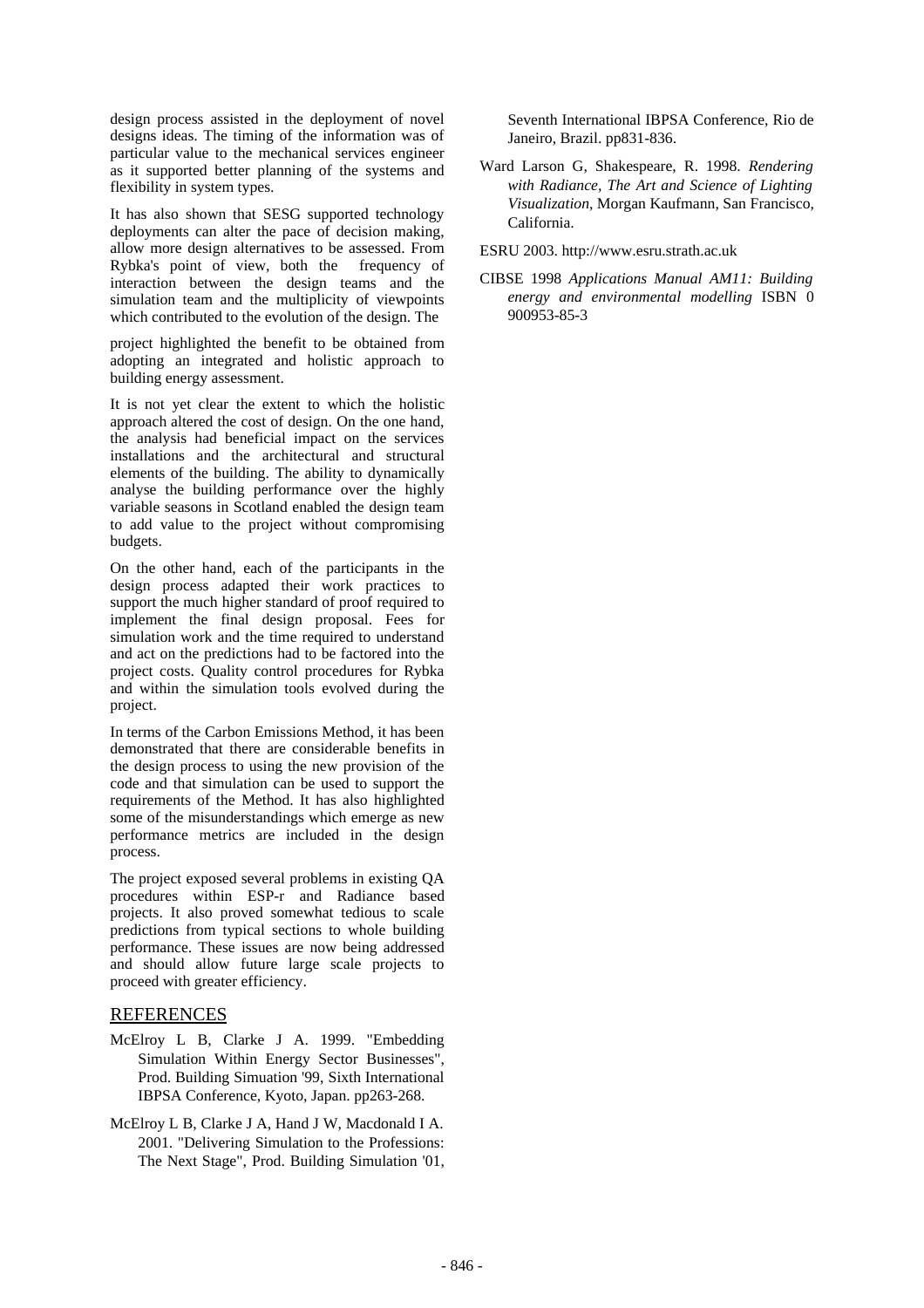design process assisted in the deployment of novel designs ideas. The timing of the information was of particular value to the mechanical services engineer as it supported better planning of the systems and flexibility in system types.

It has also shown that SESG supported technology deployments can alter the pace of decision making, allow more design alternatives to be assessed. From Rybka's point of view, both the frequency of interaction between the design teams and the simulation team and the multiplicity of viewpoints which contributed to the evolution of the design. The project highlighted the benefit to be obtained from adopting an integrated and holistic approach to building energy assessment.

It is not yet clear the extent to which the holistic approach altered the cost of design. On the one hand, the analysis had beneficial impact on the services installations and the architectural and structural elements of the building. The ability to dynamically analyse the building performance over the highly variable seasons in Scotland enabled the design team to add value to the project without compromising budgets.

On the other hand, each of the participants in the design process adapted their work practices to support the much higher standard of proof required to implement the final design proposal. Fees for simulation work and the time required to understand and act on the predictions had to be factored into the project costs. Quality control procedures for Rybka and within the simulation tools evolved during the project.

In terms of the Carbon Emissions Method, it has been demonstrated that there are considerable benefits in the design process to using the new provision of the code and that simulation can be used to support the requirements of the Method. It has also highlighted some of the misunderstandings which emerge as new performance metrics are included in the design process.

The project exposed several problems in existing QA procedures within ESP-r and Radiance based projects. It also proved somewhat tedious to scale predictions from typical sections to whole building performance. These issues are now being addressed and should allow future large scale projects to proceed with greater efficiency.

## REFERENCES

McElroy L B, Clarke J A. 1999. "Embedding Simulation Within Energy Sector Businesses", Prod. Building Simuation '99, Sixth International IBPSA Conference, Kyoto, Japan. pp263-268.

McElroy L B, Clarke J A, Hand J W, Macdonald I A. 2001. "Delivering Simulation to the Professions: The Next Stage", Prod. Building Simulation '01, Seventh International IBPSA Conference, Rio de Janeiro, Brazil. pp831-836.

Ward Larson G, Shakespeare, R. 1998. *Rendering with Radiance, The Art and Science of Lighting Visualization*, Morgan Kaufmann, San Francisco, California.

ESRU 2003. http://www.esru.strath.ac.uk

CIBSE 1998 *Applications Manual AM11: Building energy and environmental modelling* ISBN 0 900953-85-3